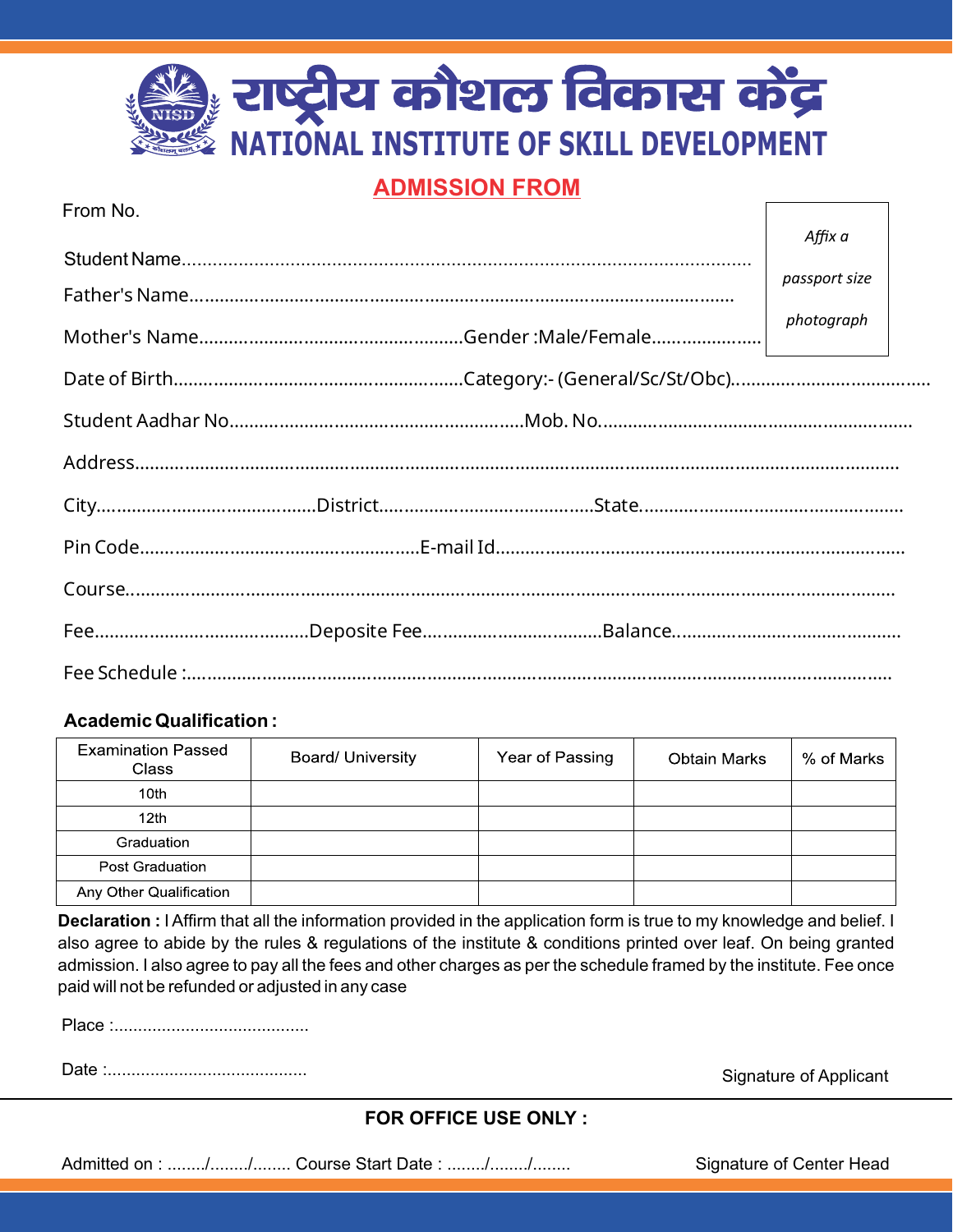# राष्ट्रीय कौशल विकास केंद्र

# NATIONAL INSTITUTE OF SKILL DEVELOPMENT

## ADMISSION FROM

From No.

*Affix a passport size photograph*

Student Name...............................................................................................................

Father's Name...........................................................................................................

Mother's Name....................................................Gender :Male/Female.....................

Date of Birth........................................................Category:- (General/Sc/St/Obc).......................................

Student Aadhar No..........................................................Mob. No..............................................................

Address.............................................................................................................................................

City..........................................District.........................................State...................................................

Pin Code......................................................E-mail Id.................................................................................

Course...............................................................................................................................................

Fee..........................................Deposite Fee..................................Balance............................................

Fee Schedule :...................................................................................................................................

**Academic Qualification :**

| Examination Passed Class | Board/ University | Year of Passing | Obtain Marks | % of Marks |
|---|---|---|---|---|
| 10th | | | | |
| 12th | | | | |
| Graduation | | | | |
| Post Graduation | | | | |
| Any Other Qualification | | | | |

**Declaration :** I Affirm that all the information provided in the application form is true to my knowledge and belief. I also agree to abide by the rules & regulations of the institute & conditions printed over leaf. On being granted admission. I also agree to pay all the fees and other charges as per the schedule framed by the institute. Fee once paid will not be refunded or adjusted in any case

Place :.........................................

Date :..........................................

Signature of Applicant

**FOR OFFICE USE ONLY :**

Admitted on : ......../......../........ Course Start Date : ......../......../........

Signature of Center Head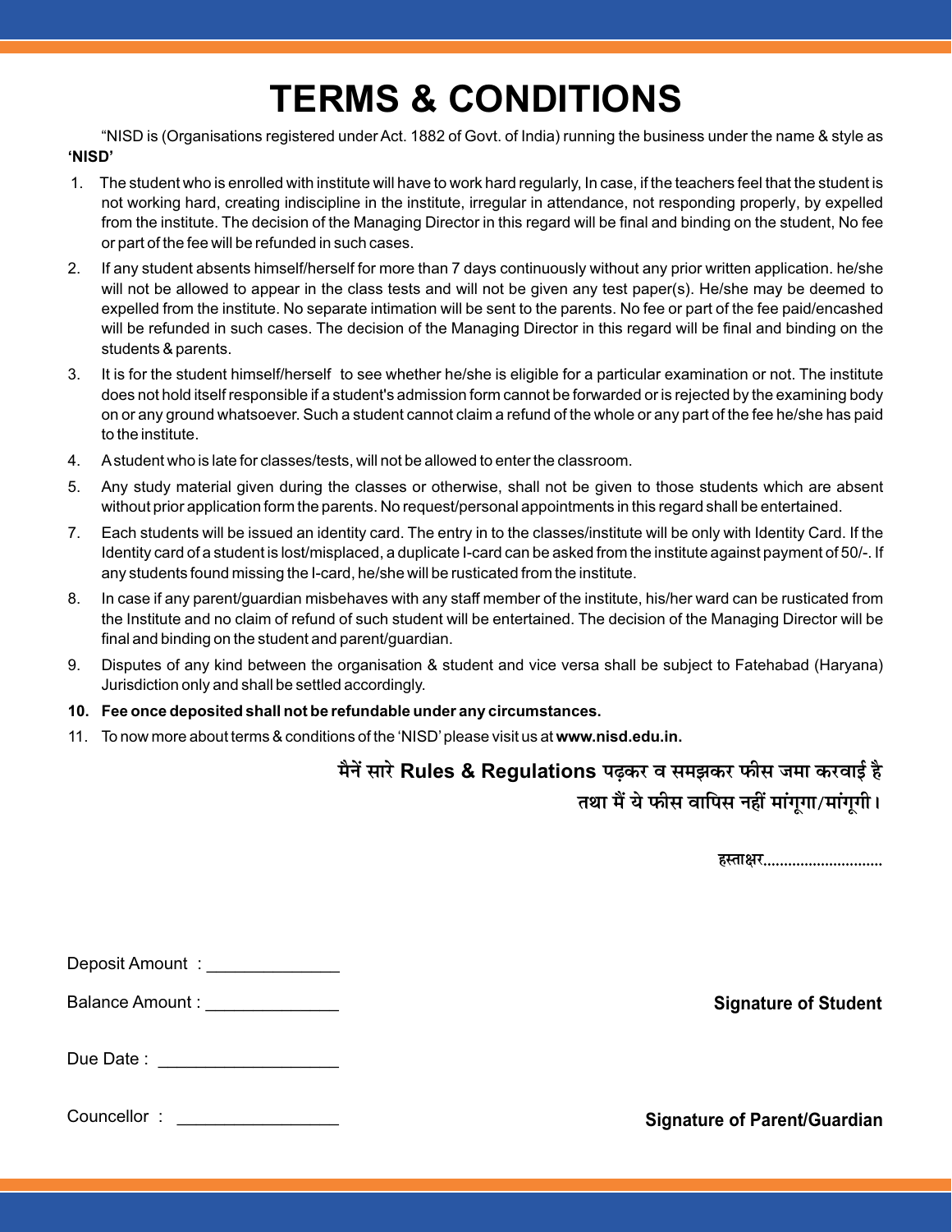# TERMS & CONDITIONS

"NISD is (Organisations registered under Act. 1882 of Govt. of India) running the business under the name & style as **'NISD'**

1. The student who is enrolled with institute will have to work hard regularly, In case, if the teachers feel that the student is not working hard, creating indiscipline in the institute, irregular in attendance, not responding properly, by expelled from the institute. The decision of the Managing Director in this regard will be final and binding on the student, No fee or part of the fee will be refunded in such cases.
2. If any student absents himself/herself for more than 7 days continuously without any prior written application. he/she will not be allowed to appear in the class tests and will not be given any test paper(s). He/she may be deemed to expelled from the institute. No separate intimation will be sent to the parents. No fee or part of the fee paid/encashed will be refunded in such cases. The decision of the Managing Director in this regard will be final and binding on the students & parents.
3. It is for the student himself/herself to see whether he/she is eligible for a particular examination or not. The institute does not hold itself responsible if a student's admission form cannot be forwarded or is rejected by the examining body on or any ground whatsoever. Such a student cannot claim a refund of the whole or any part of the fee he/she has paid to the institute.
4. A student who is late for classes/tests, will not be allowed to enter the classroom.
5. Any study material given during the classes or otherwise, shall not be given to those students which are absent without prior application form the parents. No request/personal appointments in this regard shall be entertained.
7. Each students will be issued an identity card. The entry in to the classes/institute will be only with Identity Card. If the Identity card of a student is lost/misplaced, a duplicate I-card can be asked from the institute against payment of 50/-. If any students found missing the I-card, he/she will be rusticated from the institute.
8. In case if any parent/guardian misbehaves with any staff member of the institute, his/her ward can be rusticated from the Institute and no claim of refund of such student will be entertained. The decision of the Managing Director will be final and binding on the student and parent/guardian.
9. Disputes of any kind between the organisation & student and vice versa shall be subject to Fatehabad (Haryana) Jurisdiction only and shall be settled accordingly.
10. **Fee once deposited shall not be refundable under any circumstances.**
11. To now more about terms & conditions of the 'NISD' please visit us at **www.nisd.edu.in.**

**मैनें सारे Rules & Regulations पढ़कर व समझकर फीस जमा करवाई है तथा मैं ये फीस वापिस नहीं मांगूगा/मांगूगी।**

हस्ताक्षर............................

Deposit Amount : ______________

Balance Amount : ______________

**Signature of Student**

Due Date : ___________________

Councellor : _________________

**Signature of Parent/Guardian**